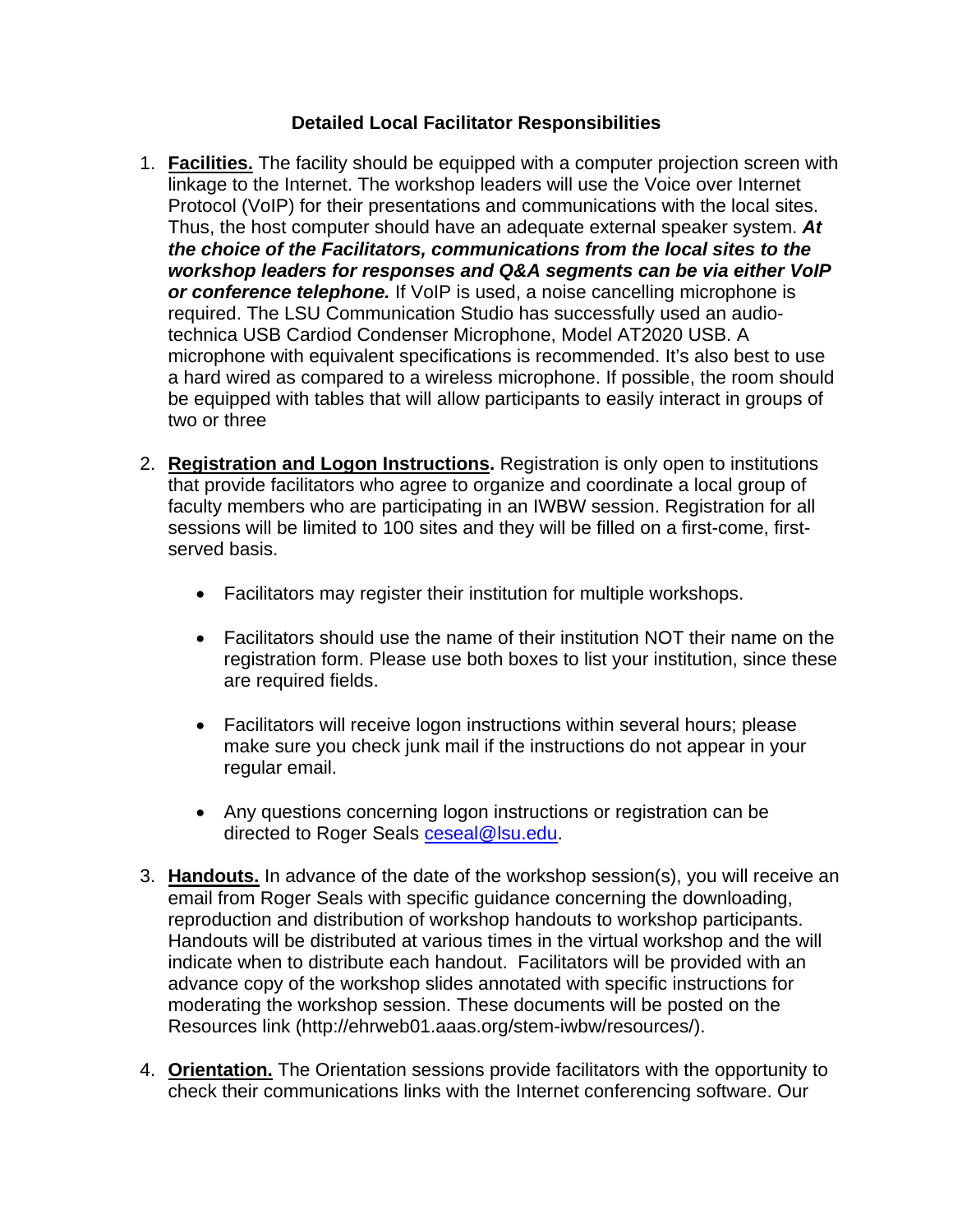## Detailed Local Facilitator Responsibilities

1. **Facilities.** The facility should be equipped with a computer projection screen with linkage to the Internet. The workshop leaders will use the Voice over Internet Protocol (VoIP) for their presentations and communications with the local sites. Thus, the host computer should have an adequate external speaker system. ***At the choice of the Facilitators, communications from the local sites to the workshop leaders for responses and Q&A segments can be via either VoIP or conference telephone.*** If VoIP is used, a noise cancelling microphone is required. The LSU Communication Studio has successfully used an audio-technica USB Cardiod Condenser Microphone, Model AT2020 USB. A microphone with equivalent specifications is recommended. It's also best to use a hard wired as compared to a wireless microphone. If possible, the room should be equipped with tables that will allow participants to easily interact in groups of two or three

2. **Registration and Logon Instructions.** Registration is only open to institutions that provide facilitators who agree to organize and coordinate a local group of faculty members who are participating in an IWBW session. Registration for all sessions will be limited to 100 sites and they will be filled on a first-come, first-served basis.

   - Facilitators may register their institution for multiple workshops.

   - Facilitators should use the name of their institution NOT their name on the registration form. Please use both boxes to list your institution, since these are required fields.

   - Facilitators will receive logon instructions within several hours; please make sure you check junk mail if the instructions do not appear in your regular email.

   - Any questions concerning logon instructions or registration can be directed to Roger Seals ceseal@lsu.edu.

3. **Handouts.** In advance of the date of the workshop session(s), you will receive an email from Roger Seals with specific guidance concerning the downloading, reproduction and distribution of workshop handouts to workshop participants. Handouts will be distributed at various times in the virtual workshop and the will indicate when to distribute each handout. Facilitators will be provided with an advance copy of the workshop slides annotated with specific instructions for moderating the workshop session. These documents will be posted on the Resources link (http://ehrweb01.aaas.org/stem-iwbw/resources/).

4. **Orientation.** The Orientation sessions provide facilitators with the opportunity to check their communications links with the Internet conferencing software. Our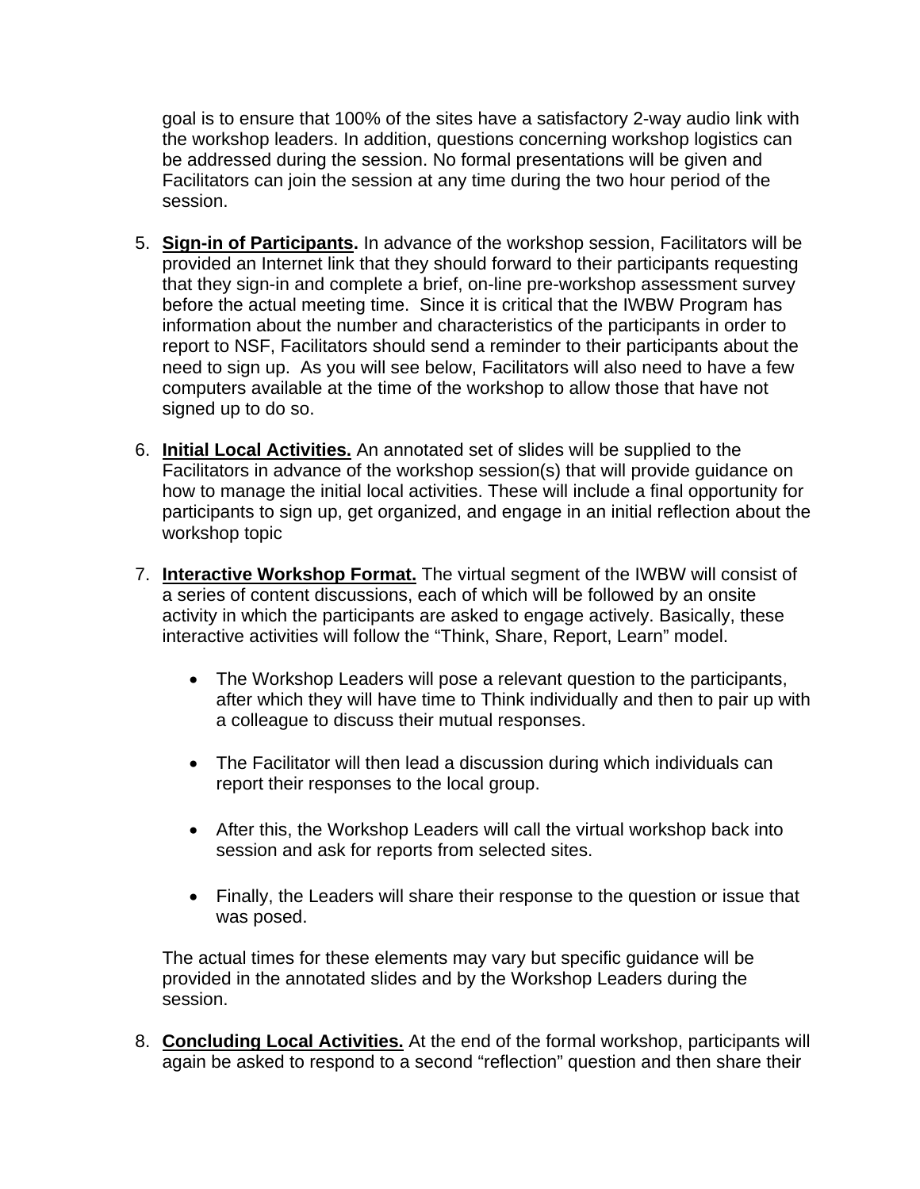goal is to ensure that 100% of the sites have a satisfactory 2-way audio link with the workshop leaders. In addition, questions concerning workshop logistics can be addressed during the session. No formal presentations will be given and Facilitators can join the session at any time during the two hour period of the session.

5. **<u>Sign-in of Participants</u>.** In advance of the workshop session, Facilitators will be provided an Internet link that they should forward to their participants requesting that they sign-in and complete a brief, on-line pre-workshop assessment survey before the actual meeting time. Since it is critical that the IWBW Program has information about the number and characteristics of the participants in order to report to NSF, Facilitators should send a reminder to their participants about the need to sign up. As you will see below, Facilitators will also need to have a few computers available at the time of the workshop to allow those that have not signed up to do so.

6. **<u>Initial Local Activities.</u>** An annotated set of slides will be supplied to the Facilitators in advance of the workshop session(s) that will provide guidance on how to manage the initial local activities. These will include a final opportunity for participants to sign up, get organized, and engage in an initial reflection about the workshop topic

7. **<u>Interactive Workshop Format.</u>** The virtual segment of the IWBW will consist of a series of content discussions, each of which will be followed by an onsite activity in which the participants are asked to engage actively. Basically, these interactive activities will follow the "Think, Share, Report, Learn" model.

    - The Workshop Leaders will pose a relevant question to the participants, after which they will have time to Think individually and then to pair up with a colleague to discuss their mutual responses.

    - The Facilitator will then lead a discussion during which individuals can report their responses to the local group.

    - After this, the Workshop Leaders will call the virtual workshop back into session and ask for reports from selected sites.

    - Finally, the Leaders will share their response to the question or issue that was posed.

    The actual times for these elements may vary but specific guidance will be provided in the annotated slides and by the Workshop Leaders during the session.

8. **<u>Concluding Local Activities.</u>** At the end of the formal workshop, participants will again be asked to respond to a second "reflection" question and then share their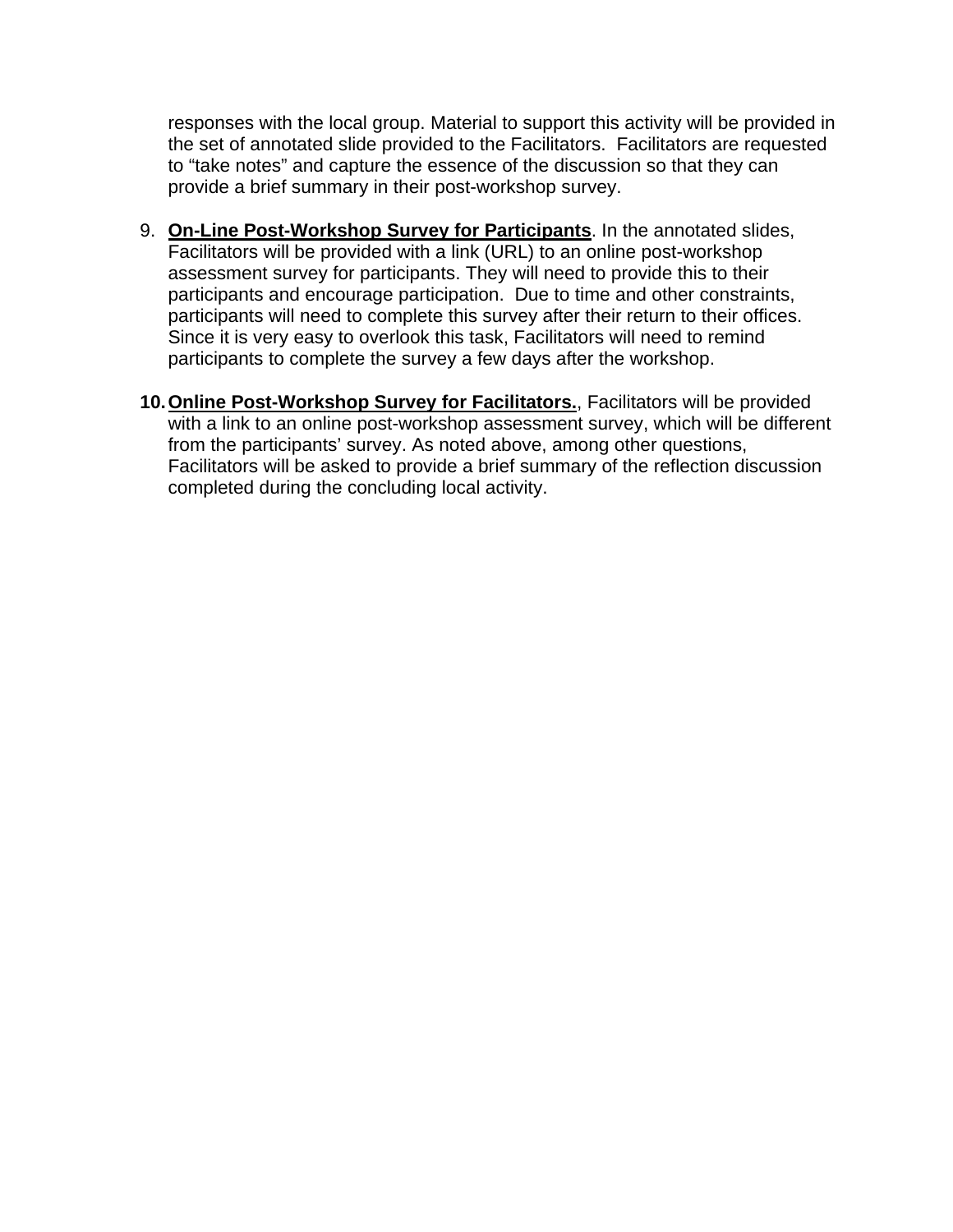responses with the local group. Material to support this activity will be provided in the set of annotated slide provided to the Facilitators.  Facilitators are requested to “take notes” and capture the essence of the discussion so that they can provide a brief summary in their post-workshop survey.

9. **On-Line Post-Workshop Survey for Participants**. In the annotated slides, Facilitators will be provided with a link (URL) to an online post-workshop assessment survey for participants. They will need to provide this to their participants and encourage participation.  Due to time and other constraints, participants will need to complete this survey after their return to their offices. Since it is very easy to overlook this task, Facilitators will need to remind participants to complete the survey a few days after the workshop.

10. **Online Post-Workshop Survey for Facilitators.**, Facilitators will be provided with a link to an online post-workshop assessment survey, which will be different from the participants’ survey. As noted above, among other questions, Facilitators will be asked to provide a brief summary of the reflection discussion completed during the concluding local activity.